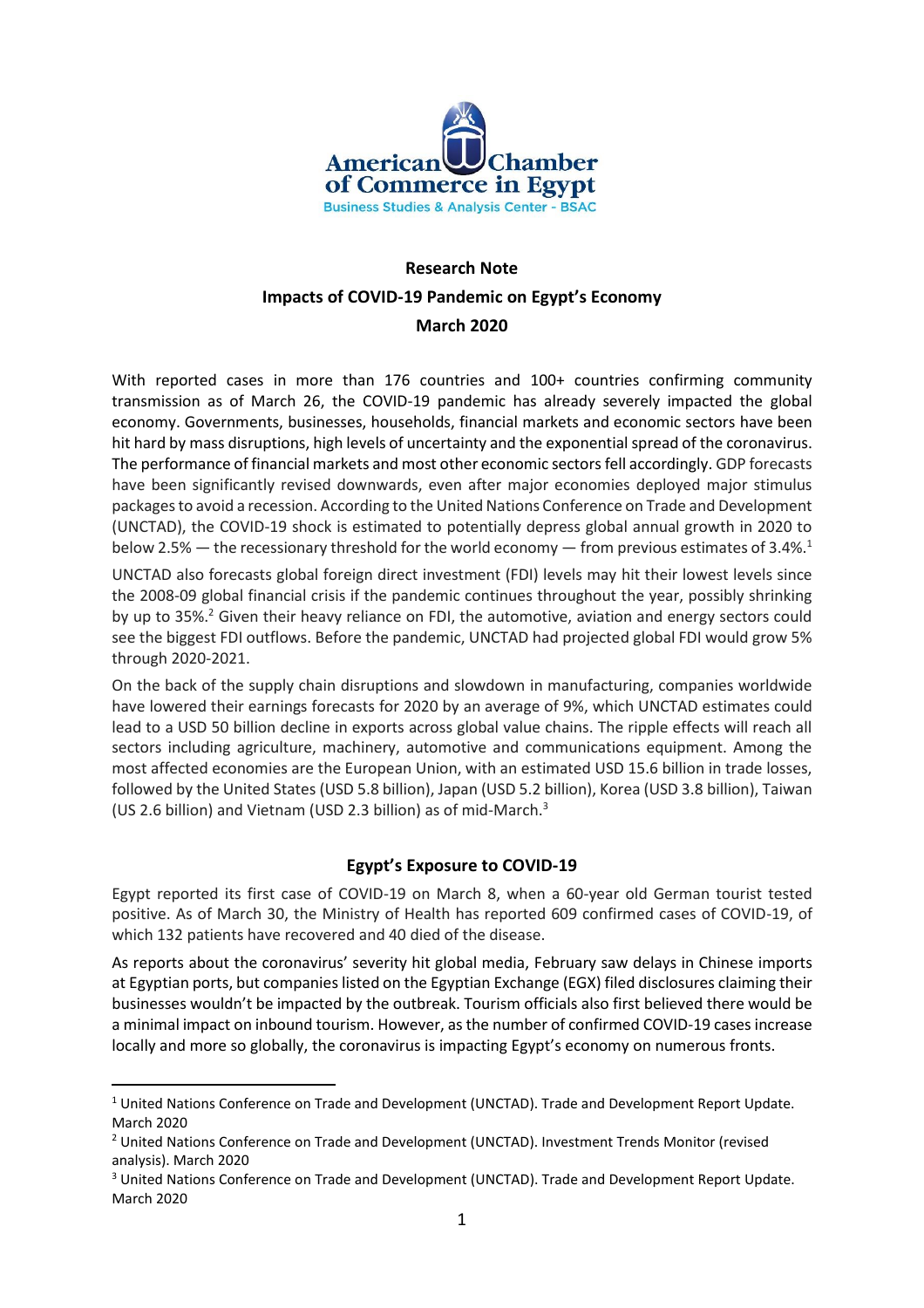American Chamber of Commerce in Egypt
Business Studies & Analysis Center - BSAC

# Research Note

## Impacts of COVID-19 Pandemic on Egypt's Economy

## March 2020

With reported cases in more than 176 countries and 100+ countries confirming community transmission as of March 26, the COVID-19 pandemic has already severely impacted the global economy. Governments, businesses, households, financial markets and economic sectors have been hit hard by mass disruptions, high levels of uncertainty and the exponential spread of the coronavirus. The performance of financial markets and most other economic sectors fell accordingly. GDP forecasts have been significantly revised downwards, even after major economies deployed major stimulus packages to avoid a recession. According to the United Nations Conference on Trade and Development (UNCTAD), the COVID-19 shock is estimated to potentially depress global annual growth in 2020 to below 2.5% — the recessionary threshold for the world economy — from previous estimates of 3.4%.[1]

UNCTAD also forecasts global foreign direct investment (FDI) levels may hit their lowest levels since the 2008-09 global financial crisis if the pandemic continues throughout the year, possibly shrinking by up to 35%.[2] Given their heavy reliance on FDI, the automotive, aviation and energy sectors could see the biggest FDI outflows. Before the pandemic, UNCTAD had projected global FDI would grow 5% through 2020-2021.

On the back of the supply chain disruptions and slowdown in manufacturing, companies worldwide have lowered their earnings forecasts for 2020 by an average of 9%, which UNCTAD estimates could lead to a USD 50 billion decline in exports across global value chains. The ripple effects will reach all sectors including agriculture, machinery, automotive and communications equipment. Among the most affected economies are the European Union, with an estimated USD 15.6 billion in trade losses, followed by the United States (USD 5.8 billion), Japan (USD 5.2 billion), Korea (USD 3.8 billion), Taiwan (US 2.6 billion) and Vietnam (USD 2.3 billion) as of mid-March.[3]

### Egypt's Exposure to COVID-19

Egypt reported its first case of COVID-19 on March 8, when a 60-year old German tourist tested positive. As of March 30, the Ministry of Health has reported 609 confirmed cases of COVID-19, of which 132 patients have recovered and 40 died of the disease.

As reports about the coronavirus' severity hit global media, February saw delays in Chinese imports at Egyptian ports, but companies listed on the Egyptian Exchange (EGX) filed disclosures claiming their businesses wouldn't be impacted by the outbreak. Tourism officials also first believed there would be a minimal impact on inbound tourism. However, as the number of confirmed COVID-19 cases increase locally and more so globally, the coronavirus is impacting Egypt's economy on numerous fronts.

---

[1] United Nations Conference on Trade and Development (UNCTAD). Trade and Development Report Update. March 2020

[2] United Nations Conference on Trade and Development (UNCTAD). Investment Trends Monitor (revised analysis). March 2020

[3] United Nations Conference on Trade and Development (UNCTAD). Trade and Development Report Update. March 2020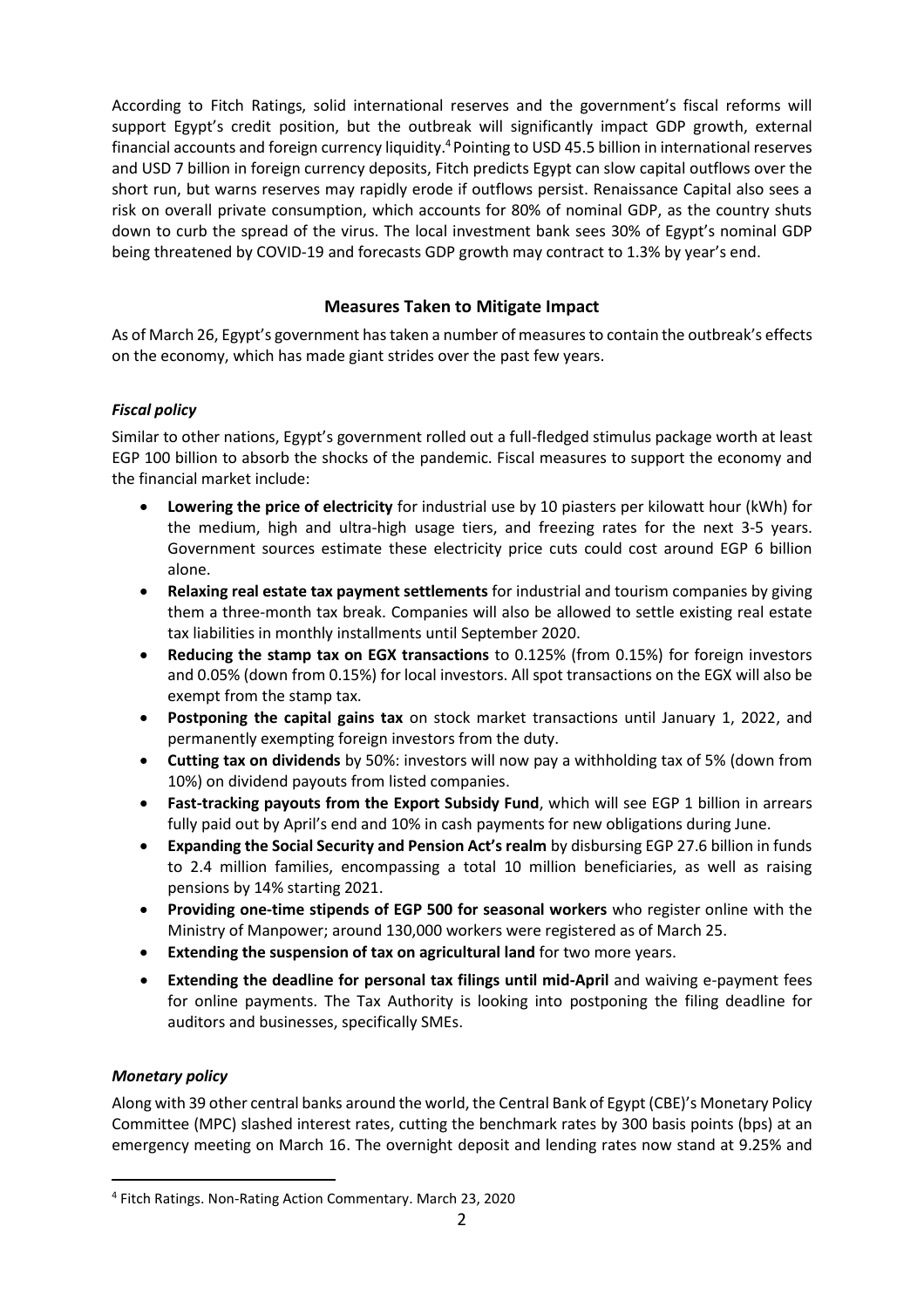According to Fitch Ratings, solid international reserves and the government's fiscal reforms will support Egypt's credit position, but the outbreak will significantly impact GDP growth, external financial accounts and foreign currency liquidity.[4] Pointing to USD 45.5 billion in international reserves and USD 7 billion in foreign currency deposits, Fitch predicts Egypt can slow capital outflows over the short run, but warns reserves may rapidly erode if outflows persist. Renaissance Capital also sees a risk on overall private consumption, which accounts for 80% of nominal GDP, as the country shuts down to curb the spread of the virus. The local investment bank sees 30% of Egypt's nominal GDP being threatened by COVID-19 and forecasts GDP growth may contract to 1.3% by year's end.

## Measures Taken to Mitigate Impact

As of March 26, Egypt's government has taken a number of measures to contain the outbreak's effects on the economy, which has made giant strides over the past few years.

### *Fiscal policy*

Similar to other nations, Egypt's government rolled out a full-fledged stimulus package worth at least EGP 100 billion to absorb the shocks of the pandemic. Fiscal measures to support the economy and the financial market include:

- **Lowering the price of electricity** for industrial use by 10 piasters per kilowatt hour (kWh) for the medium, high and ultra-high usage tiers, and freezing rates for the next 3-5 years. Government sources estimate these electricity price cuts could cost around EGP 6 billion alone.
- **Relaxing real estate tax payment settlements** for industrial and tourism companies by giving them a three-month tax break. Companies will also be allowed to settle existing real estate tax liabilities in monthly installments until September 2020.
- **Reducing the stamp tax on EGX transactions** to 0.125% (from 0.15%) for foreign investors and 0.05% (down from 0.15%) for local investors. All spot transactions on the EGX will also be exempt from the stamp tax.
- **Postponing the capital gains tax** on stock market transactions until January 1, 2022, and permanently exempting foreign investors from the duty.
- **Cutting tax on dividends** by 50%: investors will now pay a withholding tax of 5% (down from 10%) on dividend payouts from listed companies.
- **Fast-tracking payouts from the Export Subsidy Fund**, which will see EGP 1 billion in arrears fully paid out by April's end and 10% in cash payments for new obligations during June.
- **Expanding the Social Security and Pension Act's realm** by disbursing EGP 27.6 billion in funds to 2.4 million families, encompassing a total 10 million beneficiaries, as well as raising pensions by 14% starting 2021.
- **Providing one-time stipends of EGP 500 for seasonal workers** who register online with the Ministry of Manpower; around 130,000 workers were registered as of March 25.
- **Extending the suspension of tax on agricultural land** for two more years.
- **Extending the deadline for personal tax filings until mid-April** and waiving e-payment fees for online payments. The Tax Authority is looking into postponing the filing deadline for auditors and businesses, specifically SMEs.

### *Monetary policy*

Along with 39 other central banks around the world, the Central Bank of Egypt (CBE)'s Monetary Policy Committee (MPC) slashed interest rates, cutting the benchmark rates by 300 basis points (bps) at an emergency meeting on March 16. The overnight deposit and lending rates now stand at 9.25% and

[4] Fitch Ratings. Non-Rating Action Commentary. March 23, 2020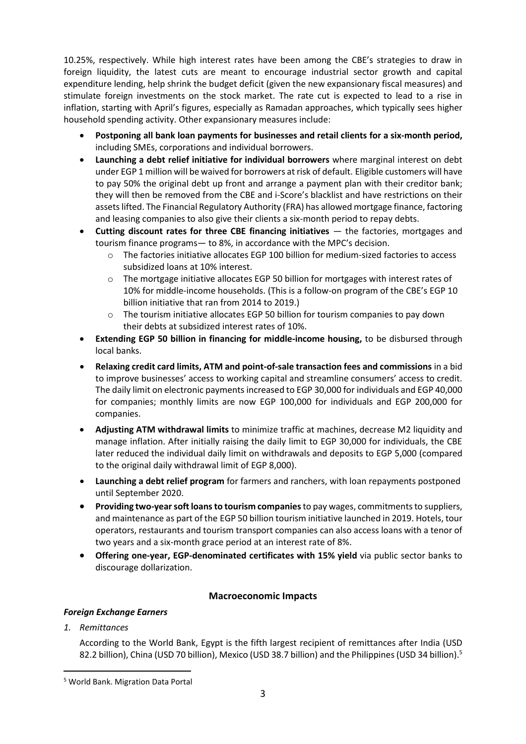10.25%, respectively. While high interest rates have been among the CBE's strategies to draw in foreign liquidity, the latest cuts are meant to encourage industrial sector growth and capital expenditure lending, help shrink the budget deficit (given the new expansionary fiscal measures) and stimulate foreign investments on the stock market. The rate cut is expected to lead to a rise in inflation, starting with April's figures, especially as Ramadan approaches, which typically sees higher household spending activity. Other expansionary measures include:

- **Postponing all bank loan payments for businesses and retail clients for a six-month period,** including SMEs, corporations and individual borrowers.
- **Launching a debt relief initiative for individual borrowers** where marginal interest on debt under EGP 1 million will be waived for borrowers at risk of default. Eligible customers will have to pay 50% the original debt up front and arrange a payment plan with their creditor bank; they will then be removed from the CBE and i-Score's blacklist and have restrictions on their assets lifted. The Financial Regulatory Authority (FRA) has allowed mortgage finance, factoring and leasing companies to also give their clients a six-month period to repay debts.
- **Cutting discount rates for three CBE financing initiatives** — the factories, mortgages and tourism finance programs— to 8%, in accordance with the MPC's decision.
  - The factories initiative allocates EGP 100 billion for medium-sized factories to access subsidized loans at 10% interest.
  - The mortgage initiative allocates EGP 50 billion for mortgages with interest rates of 10% for middle-income households. (This is a follow-on program of the CBE's EGP 10 billion initiative that ran from 2014 to 2019.)
  - The tourism initiative allocates EGP 50 billion for tourism companies to pay down their debts at subsidized interest rates of 10%.
- **Extending EGP 50 billion in financing for middle-income housing,** to be disbursed through local banks.
- **Relaxing credit card limits, ATM and point-of-sale transaction fees and commissions** in a bid to improve businesses' access to working capital and streamline consumers' access to credit. The daily limit on electronic payments increased to EGP 30,000 for individuals and EGP 40,000 for companies; monthly limits are now EGP 100,000 for individuals and EGP 200,000 for companies.
- **Adjusting ATM withdrawal limits** to minimize traffic at machines, decrease M2 liquidity and manage inflation. After initially raising the daily limit to EGP 30,000 for individuals, the CBE later reduced the individual daily limit on withdrawals and deposits to EGP 5,000 (compared to the original daily withdrawal limit of EGP 8,000).
- **Launching a debt relief program** for farmers and ranchers, with loan repayments postponed until September 2020.
- **Providing two-year soft loans to tourism companies** to pay wages, commitments to suppliers, and maintenance as part of the EGP 50 billion tourism initiative launched in 2019. Hotels, tour operators, restaurants and tourism transport companies can also access loans with a tenor of two years and a six-month grace period at an interest rate of 8%.
- **Offering one-year, EGP-denominated certificates with 15% yield** via public sector banks to discourage dollarization.

## Macroeconomic Impacts

### *Foreign Exchange Earners*

*1. Remittances*

According to the World Bank, Egypt is the fifth largest recipient of remittances after India (USD 82.2 billion), China (USD 70 billion), Mexico (USD 38.7 billion) and the Philippines (USD 34 billion).[5]

[5] World Bank. Migration Data Portal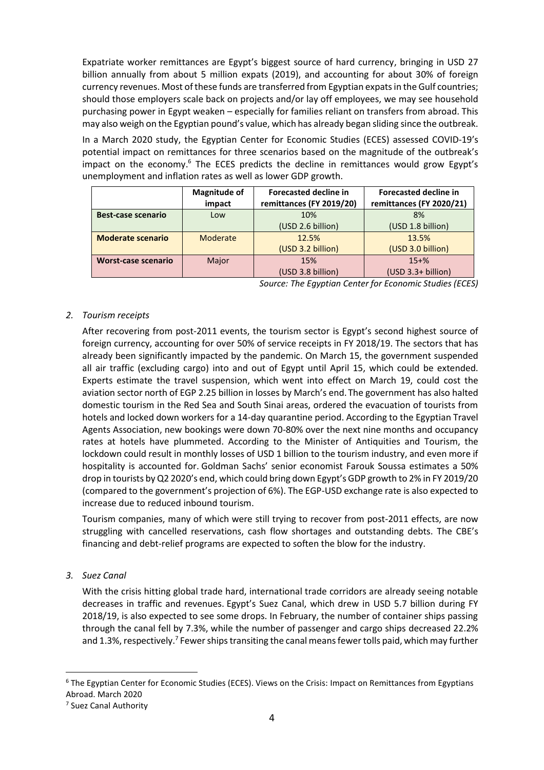Expatriate worker remittances are Egypt's biggest source of hard currency, bringing in USD 27 billion annually from about 5 million expats (2019), and accounting for about 30% of foreign currency revenues. Most of these funds are transferred from Egyptian expats in the Gulf countries; should those employers scale back on projects and/or lay off employees, we may see household purchasing power in Egypt weaken – especially for families reliant on transfers from abroad. This may also weigh on the Egyptian pound's value, which has already began sliding since the outbreak.

In a March 2020 study, the Egyptian Center for Economic Studies (ECES) assessed COVID-19's potential impact on remittances for three scenarios based on the magnitude of the outbreak's impact on the economy.[6] The ECES predicts the decline in remittances would grow Egypt's unemployment and inflation rates as well as lower GDP growth.

| | Magnitude of impact | Forecasted decline in remittances (FY 2019/20) | Forecasted decline in remittances (FY 2020/21) |
|---|---|---|---|
| **Best-case scenario** | Low | 10% (USD 2.6 billion) | 8% (USD 1.8 billion) |
| **Moderate scenario** | Moderate | 12.5% (USD 3.2 billion) | 13.5% (USD 3.0 billion) |
| **Worst-case scenario** | Major | 15% (USD 3.8 billion) | 15+% (USD 3.3+ billion) |

*Source: The Egyptian Center for Economic Studies (ECES)*

*2. Tourism receipts*

After recovering from post-2011 events, the tourism sector is Egypt's second highest source of foreign currency, accounting for over 50% of service receipts in FY 2018/19. The sectors that has already been significantly impacted by the pandemic. On March 15, the government suspended all air traffic (excluding cargo) into and out of Egypt until April 15, which could be extended. Experts estimate the travel suspension, which went into effect on March 19, could cost the aviation sector north of EGP 2.25 billion in losses by March's end. The government has also halted domestic tourism in the Red Sea and South Sinai areas, ordered the evacuation of tourists from hotels and locked down workers for a 14-day quarantine period. According to the Egyptian Travel Agents Association, new bookings were down 70-80% over the next nine months and occupancy rates at hotels have plummeted. According to the Minister of Antiquities and Tourism, the lockdown could result in monthly losses of USD 1 billion to the tourism industry, and even more if hospitality is accounted for. Goldman Sachs' senior economist Farouk Soussa estimates a 50% drop in tourists by Q2 2020's end, which could bring down Egypt's GDP growth to 2% in FY 2019/20 (compared to the government's projection of 6%). The EGP-USD exchange rate is also expected to increase due to reduced inbound tourism.

Tourism companies, many of which were still trying to recover from post-2011 effects, are now struggling with cancelled reservations, cash flow shortages and outstanding debts. The CBE's financing and debt-relief programs are expected to soften the blow for the industry.

*3. Suez Canal*

With the crisis hitting global trade hard, international trade corridors are already seeing notable decreases in traffic and revenues. Egypt's Suez Canal, which drew in USD 5.7 billion during FY 2018/19, is also expected to see some drops. In February, the number of container ships passing through the canal fell by 7.3%, while the number of passenger and cargo ships decreased 22.2% and 1.3%, respectively.[7] Fewer ships transiting the canal means fewer tolls paid, which may further

[6] The Egyptian Center for Economic Studies (ECES). Views on the Crisis: Impact on Remittances from Egyptians Abroad. March 2020

[7] Suez Canal Authority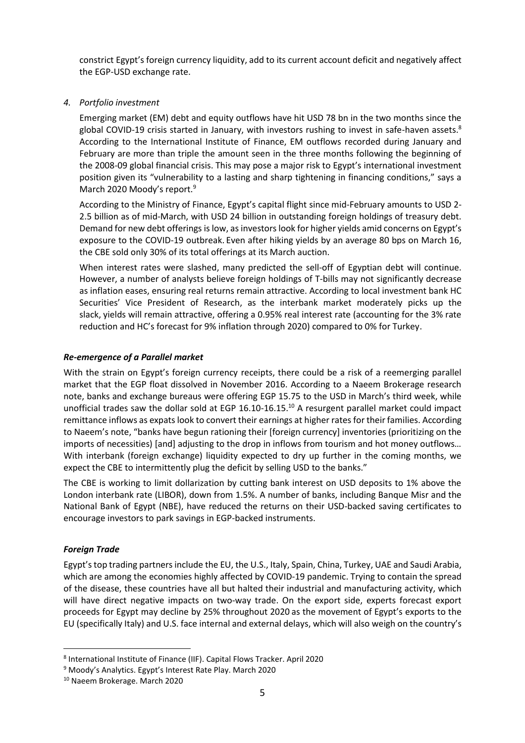constrict Egypt's foreign currency liquidity, add to its current account deficit and negatively affect the EGP-USD exchange rate.

*4. Portfolio investment*

Emerging market (EM) debt and equity outflows have hit USD 78 bn in the two months since the global COVID-19 crisis started in January, with investors rushing to invest in safe-haven assets.[8] According to the International Institute of Finance, EM outflows recorded during January and February are more than triple the amount seen in the three months following the beginning of the 2008-09 global financial crisis. This may pose a major risk to Egypt's international investment position given its "vulnerability to a lasting and sharp tightening in financing conditions," says a March 2020 Moody's report.[9]

According to the Ministry of Finance, Egypt's capital flight since mid-February amounts to USD 2-2.5 billion as of mid-March, with USD 24 billion in outstanding foreign holdings of treasury debt. Demand for new debt offerings is low, as investors look for higher yields amid concerns on Egypt's exposure to the COVID-19 outbreak. Even after hiking yields by an average 80 bps on March 16, the CBE sold only 30% of its total offerings at its March auction.

When interest rates were slashed, many predicted the sell-off of Egyptian debt will continue. However, a number of analysts believe foreign holdings of T-bills may not significantly decrease as inflation eases, ensuring real returns remain attractive. According to local investment bank HC Securities' Vice President of Research, as the interbank market moderately picks up the slack, yields will remain attractive, offering a 0.95% real interest rate (accounting for the 3% rate reduction and HC's forecast for 9% inflation through 2020) compared to 0% for Turkey.

### *Re-emergence of a Parallel market*

With the strain on Egypt's foreign currency receipts, there could be a risk of a reemerging parallel market that the EGP float dissolved in November 2016. According to a Naeem Brokerage research note, banks and exchange bureaus were offering EGP 15.75 to the USD in March's third week, while unofficial trades saw the dollar sold at EGP 16.10-16.15.[10] A resurgent parallel market could impact remittance inflows as expats look to convert their earnings at higher rates for their families. According to Naeem's note, "banks have begun rationing their [foreign currency] inventories (prioritizing on the imports of necessities) [and] adjusting to the drop in inflows from tourism and hot money outflows… With interbank (foreign exchange) liquidity expected to dry up further in the coming months, we expect the CBE to intermittently plug the deficit by selling USD to the banks."

The CBE is working to limit dollarization by cutting bank interest on USD deposits to 1% above the London interbank rate (LIBOR), down from 1.5%. A number of banks, including Banque Misr and the National Bank of Egypt (NBE), have reduced the returns on their USD-backed saving certificates to encourage investors to park savings in EGP-backed instruments.

### *Foreign Trade*

Egypt's top trading partners include the EU, the U.S., Italy, Spain, China, Turkey, UAE and Saudi Arabia, which are among the economies highly affected by COVID-19 pandemic. Trying to contain the spread of the disease, these countries have all but halted their industrial and manufacturing activity, which will have direct negative impacts on two-way trade. On the export side, experts forecast export proceeds for Egypt may decline by 25% throughout 2020 as the movement of Egypt's exports to the EU (specifically Italy) and U.S. face internal and external delays, which will also weigh on the country's

---

[8] International Institute of Finance (IIF). Capital Flows Tracker. April 2020

[9] Moody's Analytics. Egypt's Interest Rate Play. March 2020

[10] Naeem Brokerage. March 2020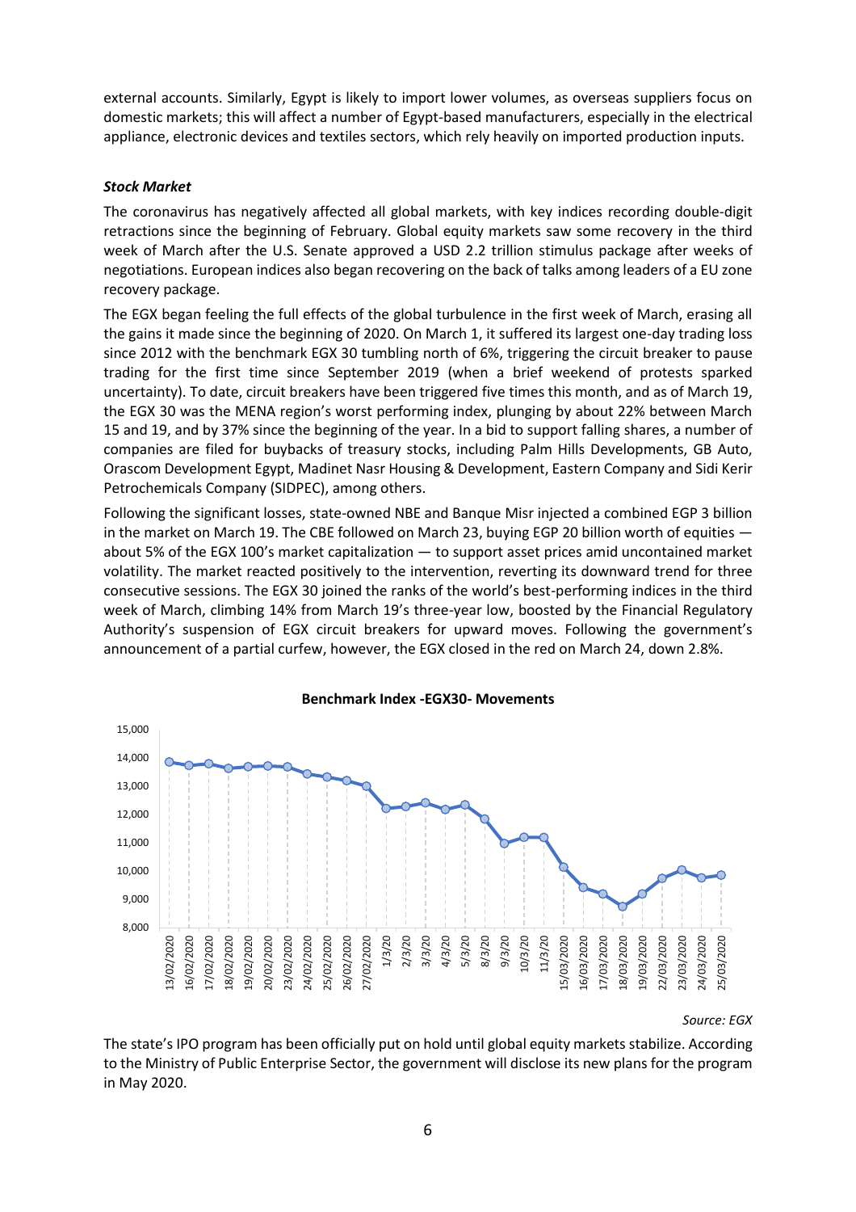external accounts. Similarly, Egypt is likely to import lower volumes, as overseas suppliers focus on domestic markets; this will affect a number of Egypt-based manufacturers, especially in the electrical appliance, electronic devices and textiles sectors, which rely heavily on imported production inputs.

***Stock Market***

The coronavirus has negatively affected all global markets, with key indices recording double-digit retractions since the beginning of February. Global equity markets saw some recovery in the third week of March after the U.S. Senate approved a USD 2.2 trillion stimulus package after weeks of negotiations. European indices also began recovering on the back of talks among leaders of a EU zone recovery package.

The EGX began feeling the full effects of the global turbulence in the first week of March, erasing all the gains it made since the beginning of 2020. On March 1, it suffered its largest one-day trading loss since 2012 with the benchmark EGX 30 tumbling north of 6%, triggering the circuit breaker to pause trading for the first time since September 2019 (when a brief weekend of protests sparked uncertainty). To date, circuit breakers have been triggered five times this month, and as of March 19, the EGX 30 was the MENA region's worst performing index, plunging by about 22% between March 15 and 19, and by 37% since the beginning of the year. In a bid to support falling shares, a number of companies are filed for buybacks of treasury stocks, including Palm Hills Developments, GB Auto, Orascom Development Egypt, Madinet Nasr Housing & Development, Eastern Company and Sidi Kerir Petrochemicals Company (SIDPEC), among others.

Following the significant losses, state-owned NBE and Banque Misr injected a combined EGP 3 billion in the market on March 19. The CBE followed on March 23, buying EGP 20 billion worth of equities — about 5% of the EGX 100's market capitalization — to support asset prices amid uncontained market volatility. The market reacted positively to the intervention, reverting its downward trend for three consecutive sessions. The EGX 30 joined the ranks of the world's best-performing indices in the third week of March, climbing 14% from March 19's three-year low, boosted by the Financial Regulatory Authority's suspension of EGX circuit breakers for upward moves. Following the government's announcement of a partial curfew, however, the EGX closed in the red on March 24, down 2.8%.

**Benchmark Index -EGX30- Movements**

*Source: EGX*

The state's IPO program has been officially put on hold until global equity markets stabilize. According to the Ministry of Public Enterprise Sector, the government will disclose its new plans for the program in May 2020.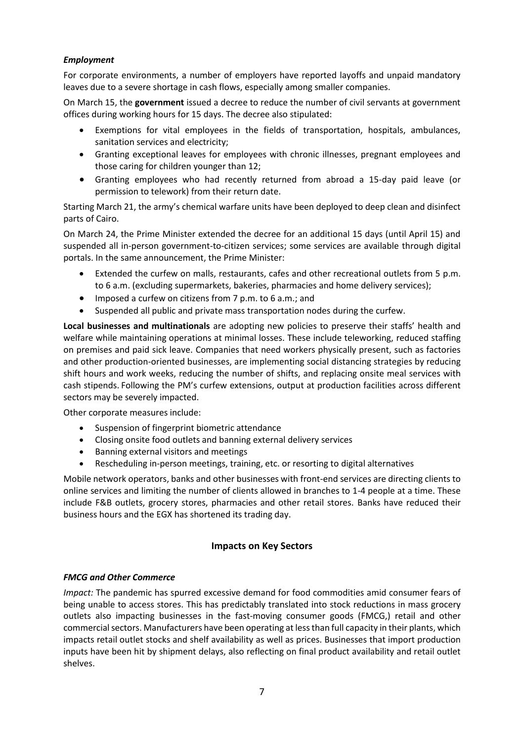### *Employment*

For corporate environments, a number of employers have reported layoffs and unpaid mandatory leaves due to a severe shortage in cash flows, especially among smaller companies.

On March 15, the **government** issued a decree to reduce the number of civil servants at government offices during working hours for 15 days. The decree also stipulated:

- Exemptions for vital employees in the fields of transportation, hospitals, ambulances, sanitation services and electricity;
- Granting exceptional leaves for employees with chronic illnesses, pregnant employees and those caring for children younger than 12;
- Granting employees who had recently returned from abroad a 15-day paid leave (or permission to telework) from their return date.

Starting March 21, the army's chemical warfare units have been deployed to deep clean and disinfect parts of Cairo.

On March 24, the Prime Minister extended the decree for an additional 15 days (until April 15) and suspended all in-person government-to-citizen services; some services are available through digital portals. In the same announcement, the Prime Minister:

- Extended the curfew on malls, restaurants, cafes and other recreational outlets from 5 p.m. to 6 a.m. (excluding supermarkets, bakeries, pharmacies and home delivery services);
- Imposed a curfew on citizens from 7 p.m. to 6 a.m.; and
- Suspended all public and private mass transportation nodes during the curfew.

**Local businesses and multinationals** are adopting new policies to preserve their staffs' health and welfare while maintaining operations at minimal losses. These include teleworking, reduced staffing on premises and paid sick leave. Companies that need workers physically present, such as factories and other production-oriented businesses, are implementing social distancing strategies by reducing shift hours and work weeks, reducing the number of shifts, and replacing onsite meal services with cash stipends. Following the PM's curfew extensions, output at production facilities across different sectors may be severely impacted.

Other corporate measures include:

- Suspension of fingerprint biometric attendance
- Closing onsite food outlets and banning external delivery services
- Banning external visitors and meetings
- Rescheduling in-person meetings, training, etc. or resorting to digital alternatives

Mobile network operators, banks and other businesses with front-end services are directing clients to online services and limiting the number of clients allowed in branches to 1-4 people at a time. These include F&B outlets, grocery stores, pharmacies and other retail stores. Banks have reduced their business hours and the EGX has shortened its trading day.

## Impacts on Key Sectors

### *FMCG and Other Commerce*

*Impact:* The pandemic has spurred excessive demand for food commodities amid consumer fears of being unable to access stores. This has predictably translated into stock reductions in mass grocery outlets also impacting businesses in the fast-moving consumer goods (FMCG,) retail and other commercial sectors. Manufacturers have been operating at less than full capacity in their plants, which impacts retail outlet stocks and shelf availability as well as prices. Businesses that import production inputs have been hit by shipment delays, also reflecting on final product availability and retail outlet shelves.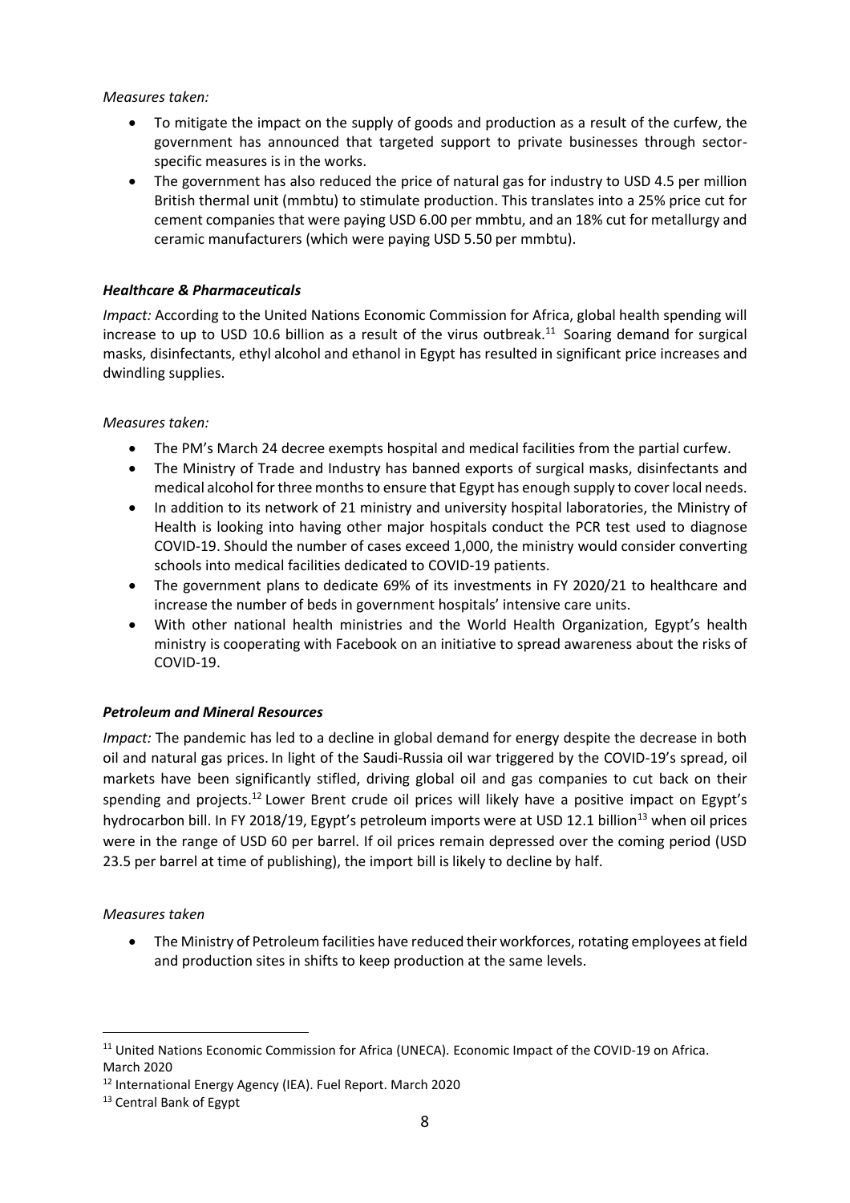*Measures taken:*

- To mitigate the impact on the supply of goods and production as a result of the curfew, the government has announced that targeted support to private businesses through sector-specific measures is in the works.
- The government has also reduced the price of natural gas for industry to USD 4.5 per million British thermal unit (mmbtu) to stimulate production. This translates into a 25% price cut for cement companies that were paying USD 6.00 per mmbtu, and an 18% cut for metallurgy and ceramic manufacturers (which were paying USD 5.50 per mmbtu).

***Healthcare & Pharmaceuticals***

*Impact:* According to the United Nations Economic Commission for Africa, global health spending will increase to up to USD 10.6 billion as a result of the virus outbreak.[11] Soaring demand for surgical masks, disinfectants, ethyl alcohol and ethanol in Egypt has resulted in significant price increases and dwindling supplies.

*Measures taken:*

- The PM's March 24 decree exempts hospital and medical facilities from the partial curfew.
- The Ministry of Trade and Industry has banned exports of surgical masks, disinfectants and medical alcohol for three months to ensure that Egypt has enough supply to cover local needs.
- In addition to its network of 21 ministry and university hospital laboratories, the Ministry of Health is looking into having other major hospitals conduct the PCR test used to diagnose COVID-19. Should the number of cases exceed 1,000, the ministry would consider converting schools into medical facilities dedicated to COVID-19 patients.
- The government plans to dedicate 69% of its investments in FY 2020/21 to healthcare and increase the number of beds in government hospitals' intensive care units.
- With other national health ministries and the World Health Organization, Egypt's health ministry is cooperating with Facebook on an initiative to spread awareness about the risks of COVID-19.

***Petroleum and Mineral Resources***

*Impact:* The pandemic has led to a decline in global demand for energy despite the decrease in both oil and natural gas prices. In light of the Saudi-Russia oil war triggered by the COVID-19's spread, oil markets have been significantly stifled, driving global oil and gas companies to cut back on their spending and projects.[12] Lower Brent crude oil prices will likely have a positive impact on Egypt's hydrocarbon bill. In FY 2018/19, Egypt's petroleum imports were at USD 12.1 billion[13] when oil prices were in the range of USD 60 per barrel. If oil prices remain depressed over the coming period (USD 23.5 per barrel at time of publishing), the import bill is likely to decline by half.

*Measures taken*

- The Ministry of Petroleum facilities have reduced their workforces, rotating employees at field and production sites in shifts to keep production at the same levels.

---

[11] United Nations Economic Commission for Africa (UNECA). Economic Impact of the COVID-19 on Africa. March 2020

[12] International Energy Agency (IEA). Fuel Report. March 2020

[13] Central Bank of Egypt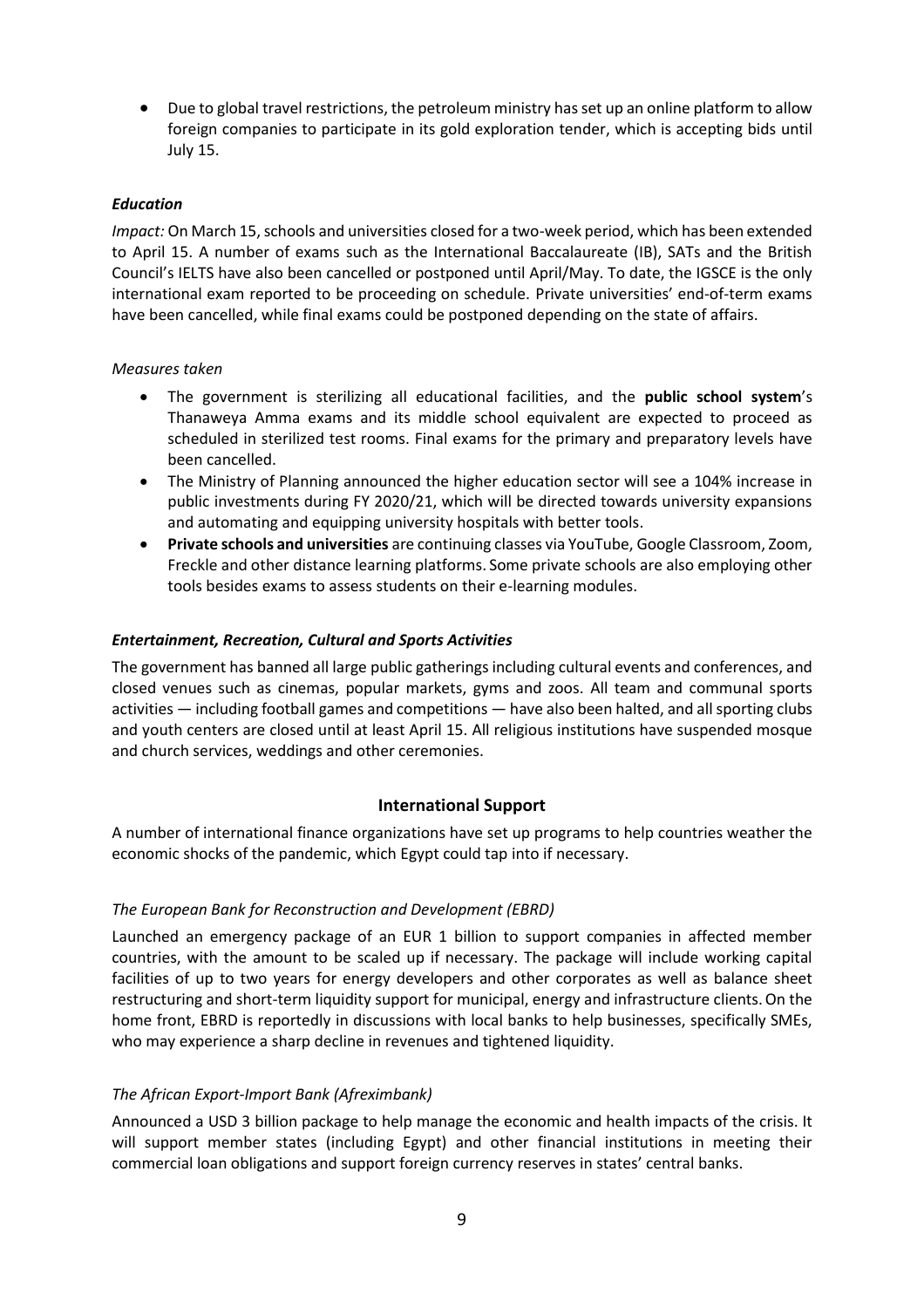- Due to global travel restrictions, the petroleum ministry has set up an online platform to allow foreign companies to participate in its gold exploration tender, which is accepting bids until July 15.

### *Education*

*Impact:* On March 15, schools and universities closed for a two-week period, which has been extended to April 15. A number of exams such as the International Baccalaureate (IB), SATs and the British Council's IELTS have also been cancelled or postponed until April/May. To date, the IGSCE is the only international exam reported to be proceeding on schedule. Private universities' end-of-term exams have been cancelled, while final exams could be postponed depending on the state of affairs.

*Measures taken*

- The government is sterilizing all educational facilities, and the **public school system**'s Thanaweya Amma exams and its middle school equivalent are expected to proceed as scheduled in sterilized test rooms. Final exams for the primary and preparatory levels have been cancelled.
- The Ministry of Planning announced the higher education sector will see a 104% increase in public investments during FY 2020/21, which will be directed towards university expansions and automating and equipping university hospitals with better tools.
- **Private schools and universities** are continuing classes via YouTube, Google Classroom, Zoom, Freckle and other distance learning platforms. Some private schools are also employing other tools besides exams to assess students on their e-learning modules.

### *Entertainment, Recreation, Cultural and Sports Activities*

The government has banned all large public gatherings including cultural events and conferences, and closed venues such as cinemas, popular markets, gyms and zoos. All team and communal sports activities — including football games and competitions — have also been halted, and all sporting clubs and youth centers are closed until at least April 15. All religious institutions have suspended mosque and church services, weddings and other ceremonies.

## International Support

A number of international finance organizations have set up programs to help countries weather the economic shocks of the pandemic, which Egypt could tap into if necessary.

*The European Bank for Reconstruction and Development (EBRD)*

Launched an emergency package of an EUR 1 billion to support companies in affected member countries, with the amount to be scaled up if necessary. The package will include working capital facilities of up to two years for energy developers and other corporates as well as balance sheet restructuring and short-term liquidity support for municipal, energy and infrastructure clients. On the home front, EBRD is reportedly in discussions with local banks to help businesses, specifically SMEs, who may experience a sharp decline in revenues and tightened liquidity.

*The African Export-Import Bank (Afreximbank)*

Announced a USD 3 billion package to help manage the economic and health impacts of the crisis. It will support member states (including Egypt) and other financial institutions in meeting their commercial loan obligations and support foreign currency reserves in states' central banks.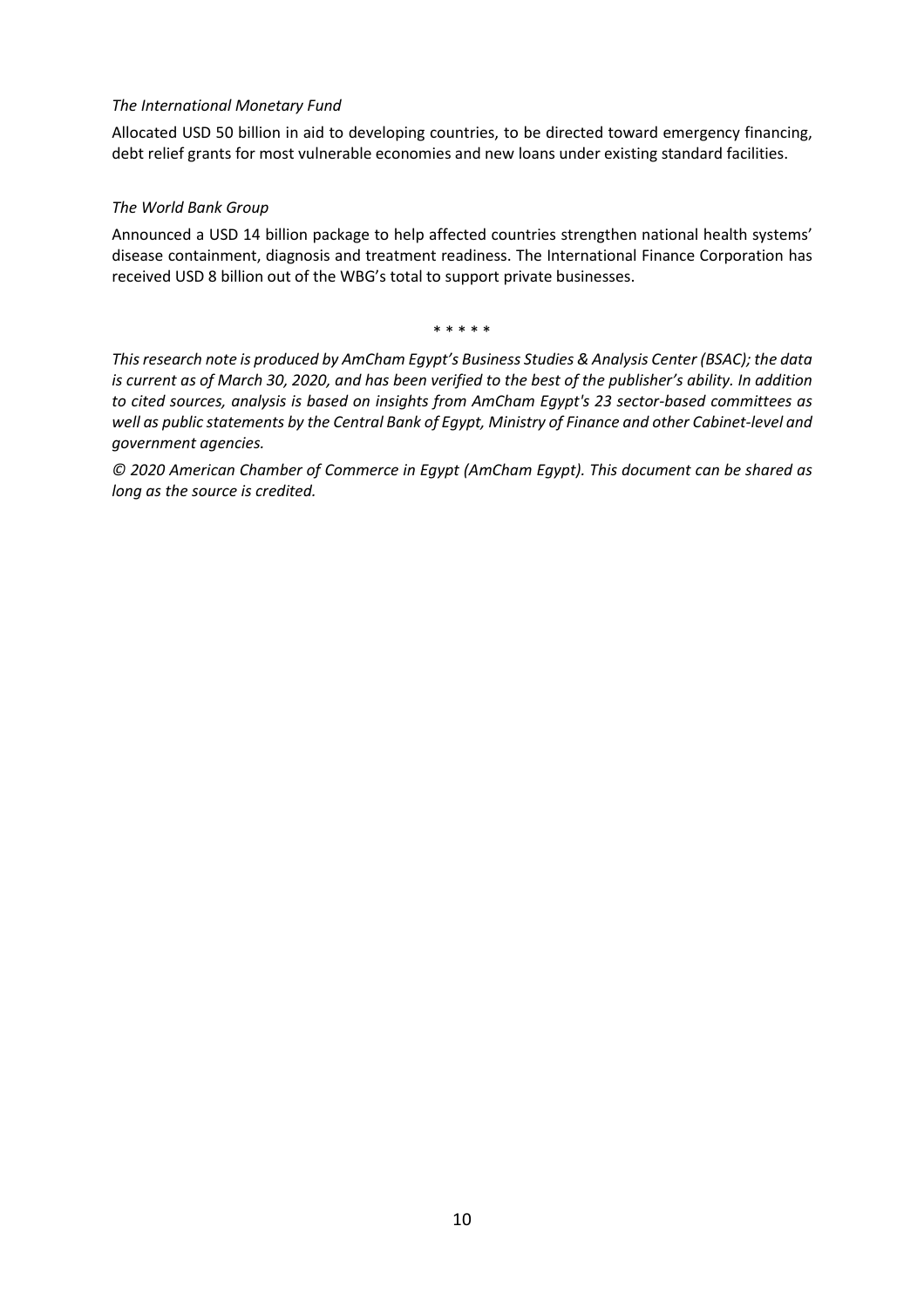*The International Monetary Fund*

Allocated USD 50 billion in aid to developing countries, to be directed toward emergency financing, debt relief grants for most vulnerable economies and new loans under existing standard facilities.

*The World Bank Group*

Announced a USD 14 billion package to help affected countries strengthen national health systems' disease containment, diagnosis and treatment readiness. The International Finance Corporation has received USD 8 billion out of the WBG's total to support private businesses.

\* \* \* \* \*

*This research note is produced by AmCham Egypt's Business Studies & Analysis Center (BSAC); the data is current as of March 30, 2020, and has been verified to the best of the publisher's ability. In addition to cited sources, analysis is based on insights from AmCham Egypt's 23 sector-based committees as well as public statements by the Central Bank of Egypt, Ministry of Finance and other Cabinet-level and government agencies.*

*© 2020 American Chamber of Commerce in Egypt (AmCham Egypt). This document can be shared as long as the source is credited.*